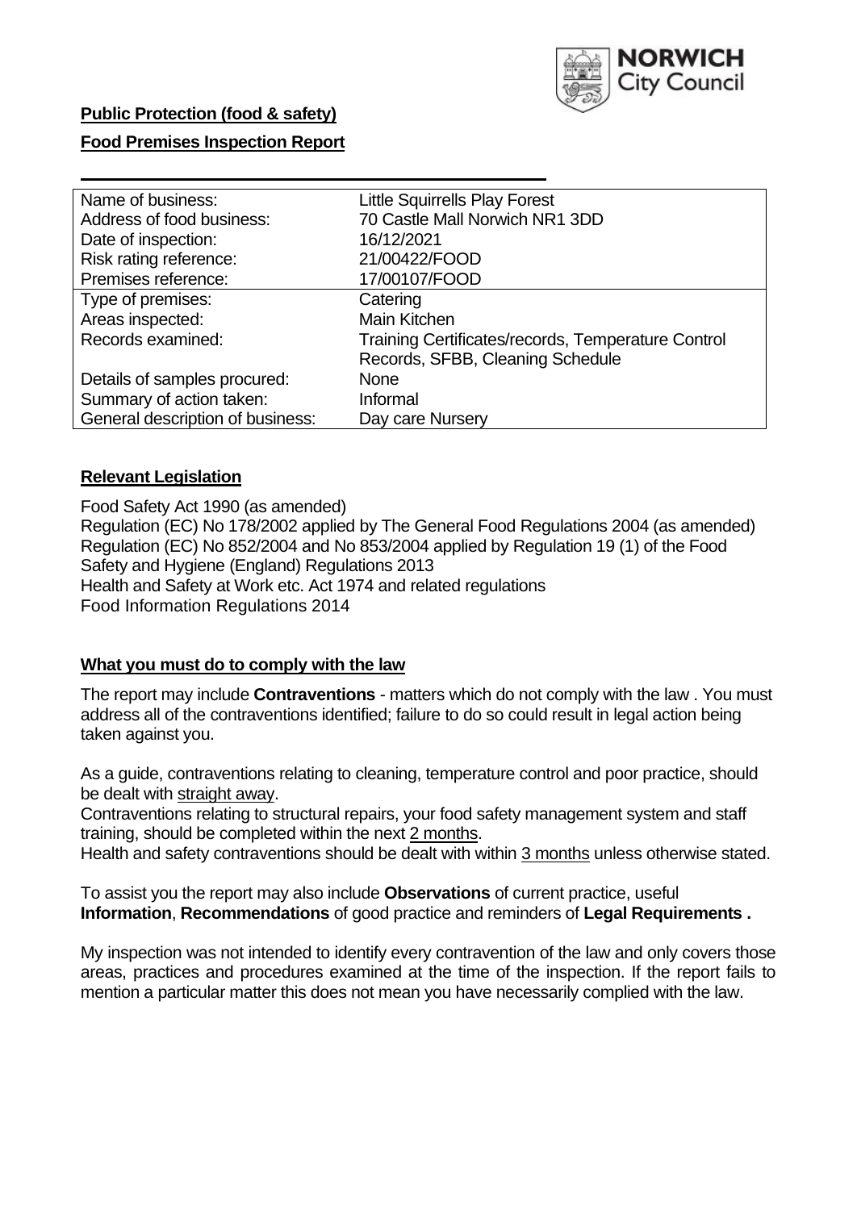**Public Protection (food & safety)**

**Food Premises Inspection Report**

| | |
|---|---|
| Name of business: | Little Squirrells Play Forest |
| Address of food business: | 70 Castle Mall Norwich NR1 3DD |
| Date of inspection: | 16/12/2021 |
| Risk rating reference: | 21/00422/FOOD |
| Premises reference: | 17/00107/FOOD |
| Type of premises: | Catering |
| Areas inspected: | Main Kitchen |
| Records examined: | Training Certificates/records, Temperature Control Records, SFBB, Cleaning Schedule |
| Details of samples procured: | None |
| Summary of action taken: | Informal |
| General description of business: | Day care Nursery |

## Relevant Legislation

Food Safety Act 1990 (as amended)
Regulation (EC) No 178/2002 applied by The General Food Regulations 2004 (as amended)
Regulation (EC) No 852/2004 and No 853/2004 applied by Regulation 19 (1) of the Food Safety and Hygiene (England) Regulations 2013
Health and Safety at Work etc. Act 1974 and related regulations
Food Information Regulations 2014

## What you must do to comply with the law

The report may include **Contraventions** - matters which do not comply with the law . You must address all of the contraventions identified; failure to do so could result in legal action being taken against you.

As a guide, contraventions relating to cleaning, temperature control and poor practice, should be dealt with straight away.
Contraventions relating to structural repairs, your food safety management system and staff training, should be completed within the next 2 months.
Health and safety contraventions should be dealt with within 3 months unless otherwise stated.

To assist you the report may also include **Observations** of current practice, useful **Information**, **Recommendations** of good practice and reminders of **Legal Requirements .**

My inspection was not intended to identify every contravention of the law and only covers those areas, practices and procedures examined at the time of the inspection. If the report fails to mention a particular matter this does not mean you have necessarily complied with the law.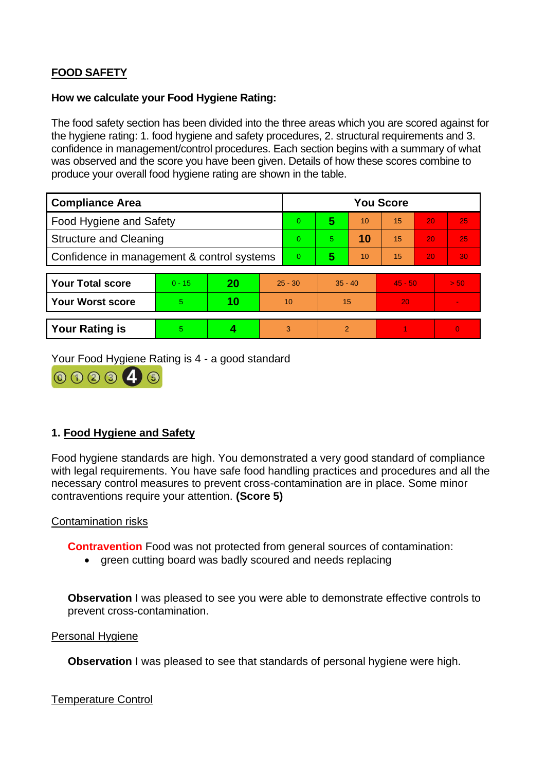## FOOD SAFETY

**How we calculate your Food Hygiene Rating:**

The food safety section has been divided into the three areas which you are scored against for the hygiene rating: 1. food hygiene and safety procedures, 2. structural requirements and 3. confidence in management/control procedures. Each section begins with a summary of what was observed and the score you have been given. Details of how these scores combine to produce your overall food hygiene rating are shown in the table.

| Compliance Area | You Score | | | | | |
|---|---|---|---|---|---|---|
| Food Hygiene and Safety | 0 | **5** | 10 | 15 | 20 | 25 |
| Structure and Cleaning | 0 | 5 | **10** | 15 | 20 | 25 |
| Confidence in management & control systems | 0 | **5** | 10 | 15 | 20 | 30 |

| | | | | | | |
|---|---|---|---|---|---|---|
| **Your Total score** | 0 - 15 | **20** | 25 - 30 | 35 - 40 | 45 - 50 | > 50 |
| **Your Worst score** | 5 | **10** | 10 | 15 | 20 | - |
| **Your Rating is** | 5 | **4** | 3 | 2 | 1 | 0 |

Your Food Hygiene Rating is 4 - a good standard

### 1. Food Hygiene and Safety

Food hygiene standards are high. You demonstrated a very good standard of compliance with legal requirements. You have safe food handling practices and procedures and all the necessary control measures to prevent cross-contamination are in place. Some minor contraventions require your attention. **(Score 5)**

Contamination risks

**Contravention** Food was not protected from general sources of contamination:

- green cutting board was badly scoured and needs replacing

**Observation** I was pleased to see you were able to demonstrate effective controls to prevent cross-contamination.

Personal Hygiene

**Observation** I was pleased to see that standards of personal hygiene were high.

Temperature Control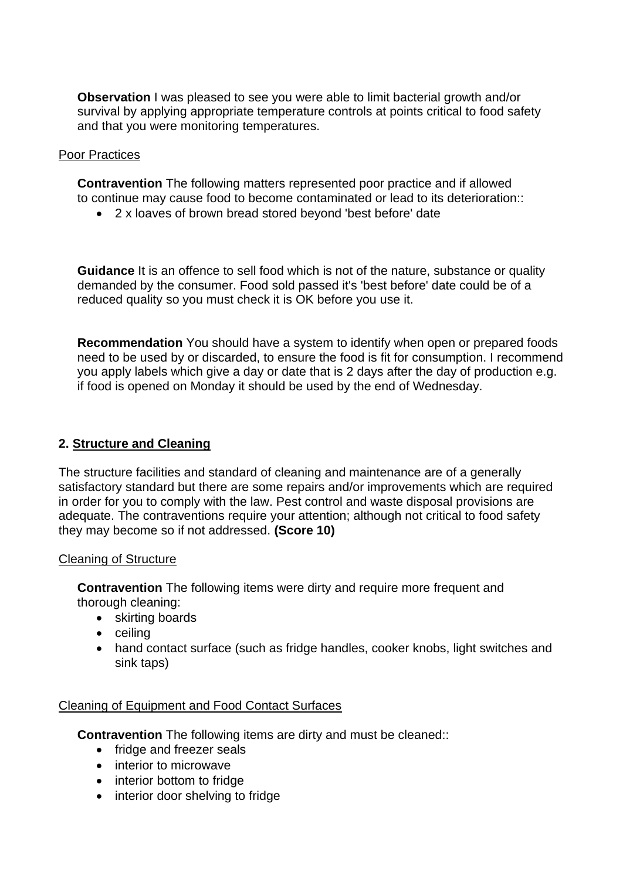**Observation** I was pleased to see you were able to limit bacterial growth and/or survival by applying appropriate temperature controls at points critical to food safety and that you were monitoring temperatures.

Poor Practices

**Contravention** The following matters represented poor practice and if allowed to continue may cause food to become contaminated or lead to its deterioration::

- 2 x loaves of brown bread stored beyond 'best before' date

**Guidance** It is an offence to sell food which is not of the nature, substance or quality demanded by the consumer. Food sold passed it's 'best before' date could be of a reduced quality so you must check it is OK before you use it.

**Recommendation** You should have a system to identify when open or prepared foods need to be used by or discarded, to ensure the food is fit for consumption. I recommend you apply labels which give a day or date that is 2 days after the day of production e.g. if food is opened on Monday it should be used by the end of Wednesday.

## 2. Structure and Cleaning

The structure facilities and standard of cleaning and maintenance are of a generally satisfactory standard but there are some repairs and/or improvements which are required in order for you to comply with the law. Pest control and waste disposal provisions are adequate. The contraventions require your attention; although not critical to food safety they may become so if not addressed. **(Score 10)**

Cleaning of Structure

**Contravention** The following items were dirty and require more frequent and thorough cleaning:

- skirting boards
- ceiling
- hand contact surface (such as fridge handles, cooker knobs, light switches and sink taps)

Cleaning of Equipment and Food Contact Surfaces

**Contravention** The following items are dirty and must be cleaned::

- fridge and freezer seals
- interior to microwave
- interior bottom to fridge
- interior door shelving to fridge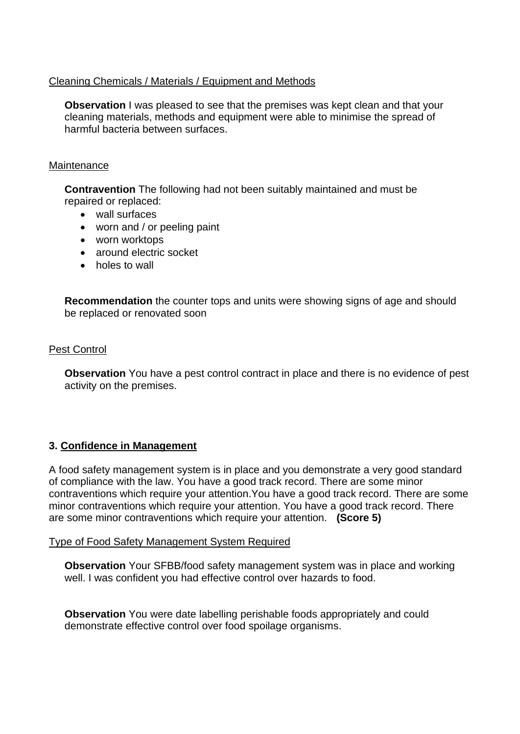Cleaning Chemicals / Materials / Equipment and Methods

**Observation** I was pleased to see that the premises was kept clean and that your cleaning materials, methods and equipment were able to minimise the spread of harmful bacteria between surfaces.

Maintenance

**Contravention** The following had not been suitably maintained and must be repaired or replaced:

- wall surfaces
- worn and / or peeling paint
- worn worktops
- around electric socket
- holes to wall

**Recommendation** the counter tops and units were showing signs of age and should be replaced or renovated soon

Pest Control

**Observation** You have a pest control contract in place and there is no evidence of pest activity on the premises.

## 3. Confidence in Management

A food safety management system is in place and you demonstrate a very good standard of compliance with the law. You have a good track record. There are some minor contraventions which require your attention.You have a good track record. There are some minor contraventions which require your attention. You have a good track record. There are some minor contraventions which require your attention. **(Score 5)**

Type of Food Safety Management System Required

**Observation** Your SFBB/food safety management system was in place and working well. I was confident you had effective control over hazards to food.

**Observation** You were date labelling perishable foods appropriately and could demonstrate effective control over food spoilage organisms.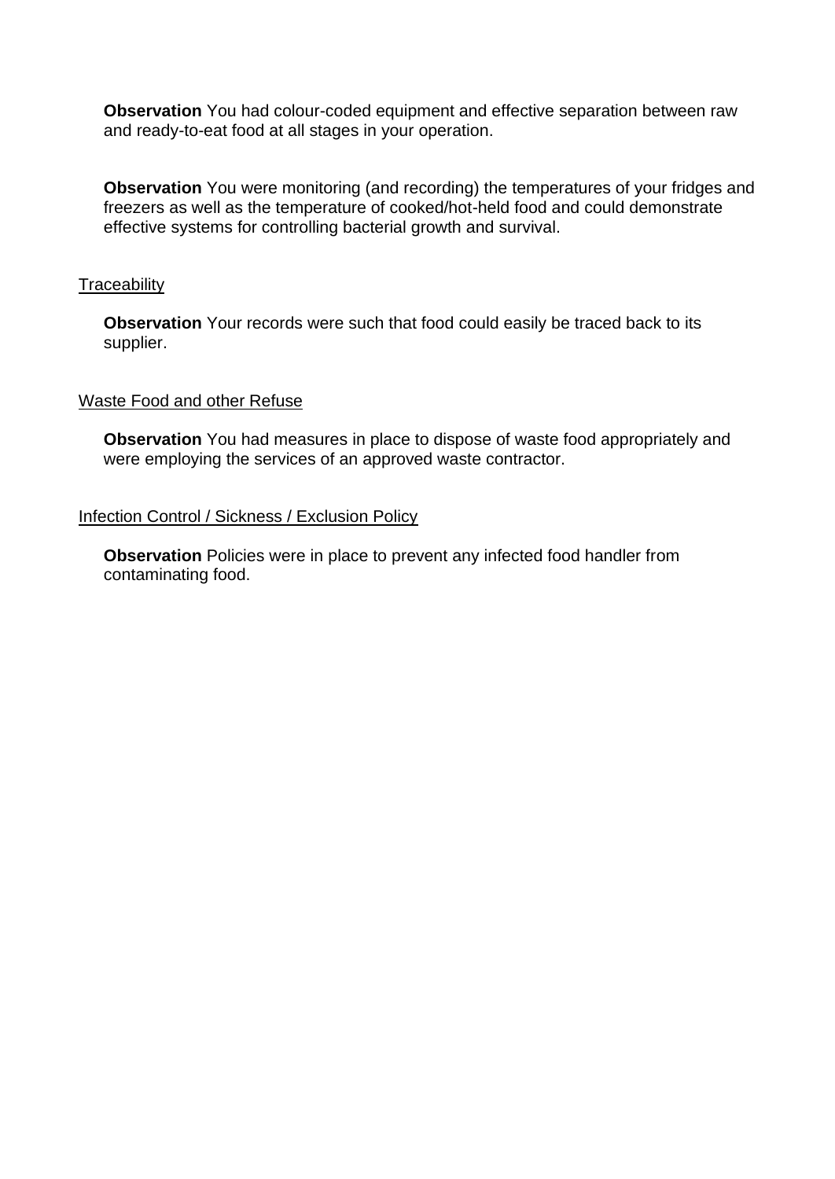**Observation** You had colour-coded equipment and effective separation between raw and ready-to-eat food at all stages in your operation.

**Observation** You were monitoring (and recording) the temperatures of your fridges and freezers as well as the temperature of cooked/hot-held food and could demonstrate effective systems for controlling bacterial growth and survival.

<u>Traceability</u>

**Observation** Your records were such that food could easily be traced back to its supplier.

<u>Waste Food and other Refuse</u>

**Observation** You had measures in place to dispose of waste food appropriately and were employing the services of an approved waste contractor.

<u>Infection Control / Sickness / Exclusion Policy</u>

**Observation** Policies were in place to prevent any infected food handler from contaminating food.